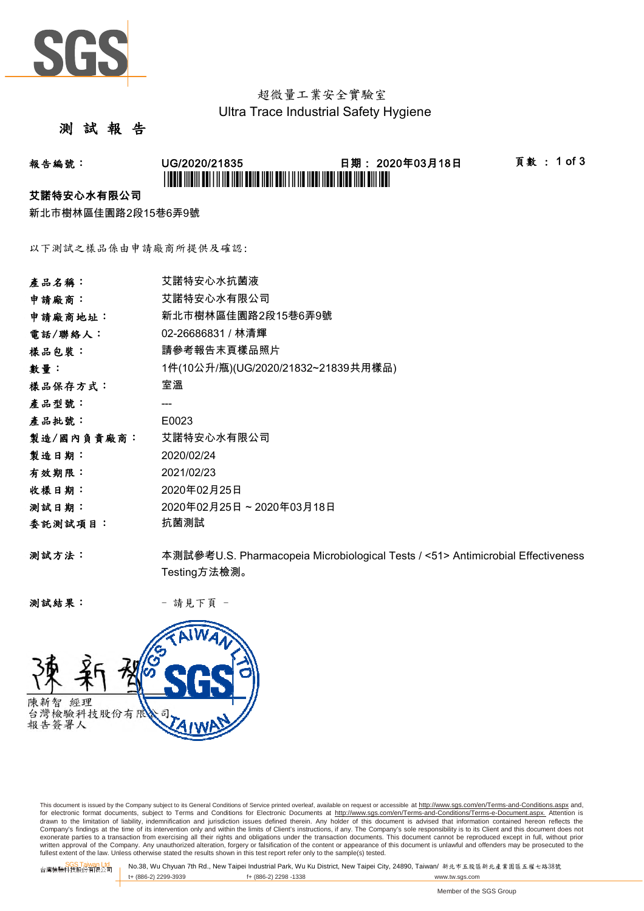超微量工業安全實驗室
Ultra Trace Industrial Safety Hygiene

# 測 試 報 告

**報告編號：** UG/2020/21835　　**日期：** 2020年03月18日

**艾諾特安心水有限公司**

新北市樹林區佳園路2段15巷6弄9號

以下測試之樣品係由申請廠商所提供及確認:

| | |
|---|---|
| **產品名稱：** | 艾諾特安心水抗菌液 |
| **申請廠商：** | 艾諾特安心水有限公司 |
| **申請廠商地址：** | 新北市樹林區佳園路2段15巷6弄9號 |
| **電話/聯絡人：** | 02-26686831 / 林清輝 |
| **樣品包裝：** | 請參考報告末頁樣品照片 |
| **數量：** | 1件(10公升/瓶)(UG/2020/21832~21839共用樣品) |
| **樣品保存方式：** | 室溫 |
| **產品型號：** | --- |
| **產品批號：** | E0023 |
| **製造/國內負責廠商：** | 艾諾特安心水有限公司 |
| **製造日期：** | 2020/02/24 |
| **有效期限：** | 2021/02/23 |
| **收樣日期：** | 2020年02月25日 |
| **測試日期：** | 2020年02月25日 ~ 2020年03月18日 |
| **委託測試項目：** | 抗菌測試 |

**測試方法：** 本測試參考U.S. Pharmacopeia Microbiological Tests / <51> Antimicrobial Effectiveness Testing方法檢測。

**測試結果：** － 請見下頁 －

陳新智 經理
台灣檢驗科技股份有限公司
報告簽署人

This document is issued by the Company subject to its General Conditions of Service printed overleaf, available on request or accessible at http://www.sgs.com/en/Terms-and-Conditions.aspx and, for electronic format documents, subject to Terms and Conditions for Electronic Documents at http://www.sgs.com/en/Terms-and-Conditions/Terms-e-Document.aspx. Attention is drawn to the limitation of liability, indemnification and jurisdiction issues defined therein. Any holder of this document is advised that information contained hereon reflects the Company's findings at the time of its intervention only and within the limits of Client's instructions, if any. The Company's sole responsibility is to its Client and this document does not exonerate parties to a transaction from exercising all their rights and obligations under the transaction documents. This document cannot be reproduced except in full, without prior written approval of the Company. Any unauthorized alteration, forgery or falsification of the content or appearance of this document is unlawful and offenders may be prosecuted to the fullest extent of the law. Unless otherwise stated the results shown in this test report refer only to the sample(s) tested.

SGS Taiwan Ltd. 台灣檢驗科技股份有限公司 | No.38, Wu Chyuan 7th Rd., New Taipei Industrial Park, Wu Ku District, New Taipei City, 24890, Taiwan/ 新北市五股區新北產業園區五權七路38號
t+ (886-2) 2299-3939　f+ (886-2) 2298 -1338　www.tw.sgs.com

Member of the SGS Group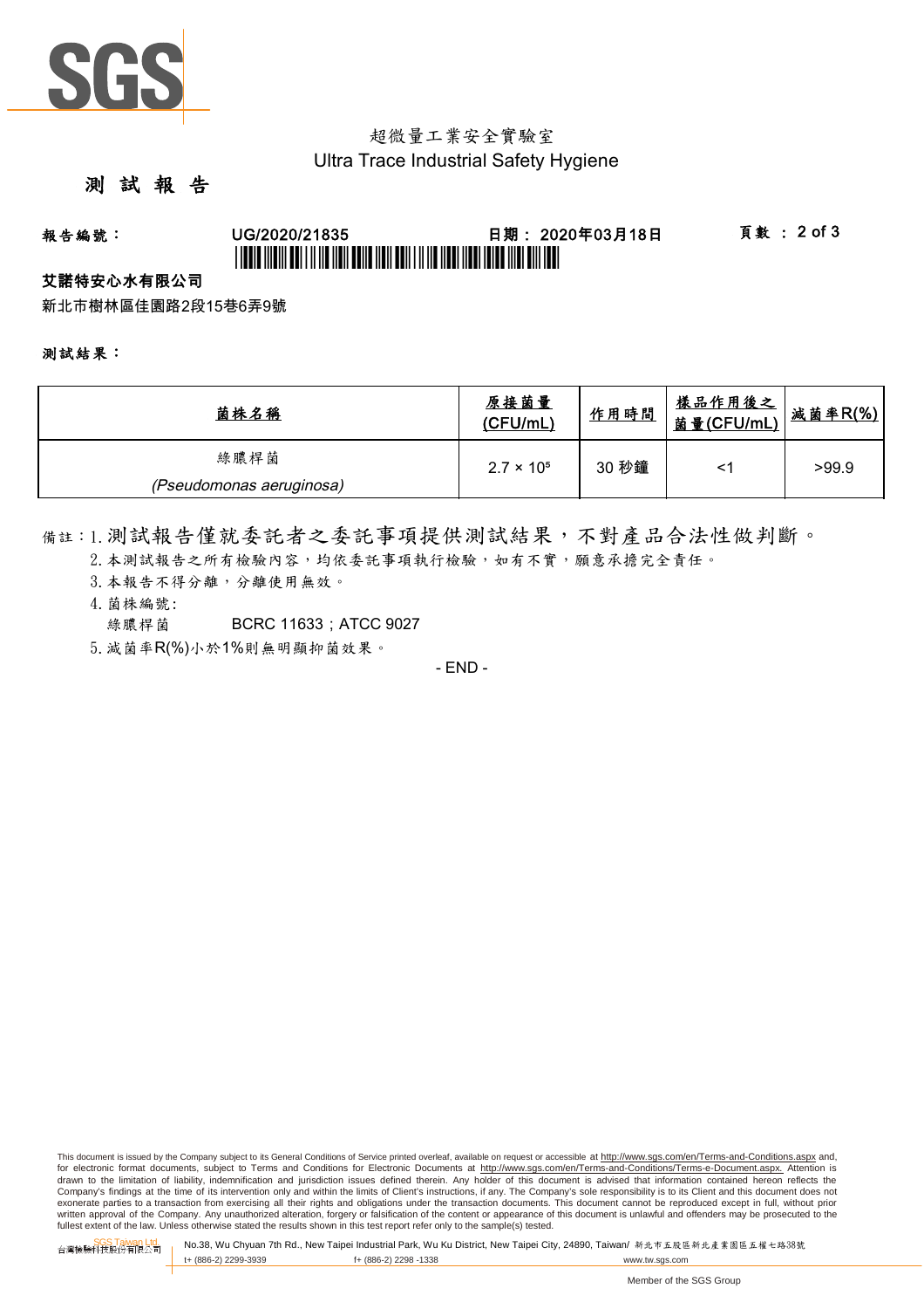超微量工業安全實驗室
Ultra Trace Industrial Safety Hygiene

# 測 試 報 告

**報告編號：** UG/2020/21835　　**日期：** 2020年03月18日　　**頁數：** 2 of 3

**艾諾特安心水有限公司**

新北市樹林區佳園路2段15巷6弄9號

**測試結果：**

| 菌株名稱 | 原接菌量 (CFU/mL) | 作用時間 | 樣品作用後之菌量(CFU/mL) | 減菌率R(%) |
|---|---|---|---|---|
| 綠膿桿菌 *(Pseudomonas aeruginosa)* | $2.7 \times 10^5$ | 30 秒鐘 | <1 | >99.9 |

備註：1. 測試報告僅就委託者之委託事項提供測試結果，不對產品合法性做判斷。

2. 本測試報告之所有檢驗內容，均依委託事項執行檢驗，如有不實，願意承擔完全責任。

3. 本報告不得分離，分離使用無效。

4. 菌株編號:

綠膿桿菌　　BCRC 11633；ATCC 9027

5. 減菌率R(%)小於1%則無明顯抑菌效果。

- END -

This document is issued by the Company subject to its General Conditions of Service printed overleaf, available on request or accessible at http://www.sgs.com/en/Terms-and-Conditions.aspx and, for electronic format documents, subject to Terms and Conditions for Electronic Documents at http://www.sgs.com/en/Terms-and-Conditions/Terms-e-Document.aspx. Attention is drawn to the limitation of liability, indemnification and jurisdiction issues defined therein. Any holder of this document is advised that information contained hereon reflects the Company's findings at the time of its intervention only and within the limits of Client's instructions, if any. The Company's sole responsibility is to its Client and this document does not exonerate parties to a transaction from exercising all their rights and obligations under the transaction documents. This document cannot be reproduced except in full, without prior written approval of the Company. Any unauthorized alteration, forgery or falsification of the content or appearance of this document is unlawful and offenders may be prosecuted to the fullest extent of the law. Unless otherwise stated the results shown in this test report refer only to the sample(s) tested.

SGS Taiwan Ltd. 台灣檢驗科技股份有限公司 | No.38, Wu Chyuan 7th Rd., New Taipei Industrial Park, Wu Ku District, New Taipei City, 24890, Taiwan/ 新北市五股區新北產業園區五權七路38號
t+ (886-2) 2299-3939　f+ (886-2) 2298 -1338　www.tw.sgs.com

Member of the SGS Group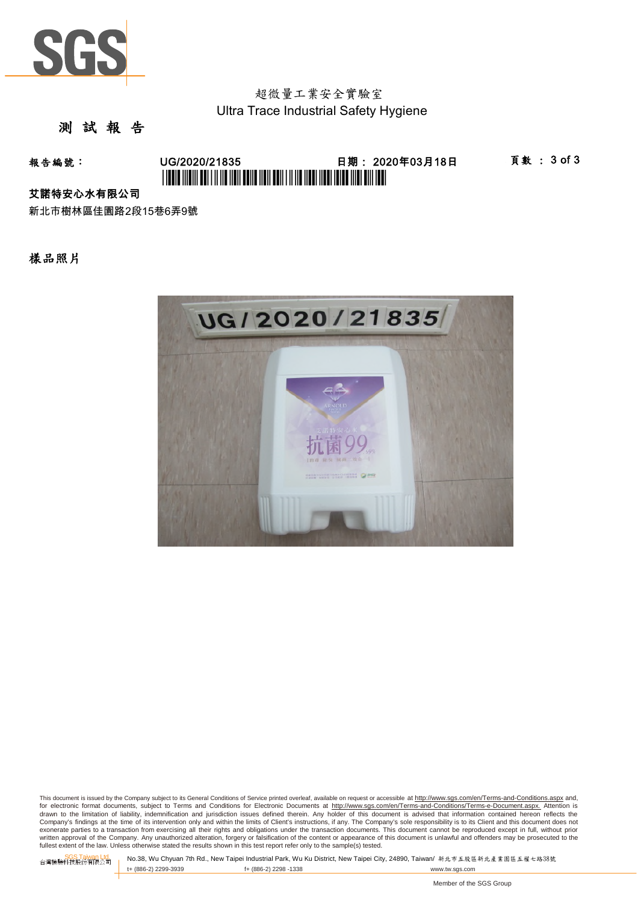超微量工業安全實驗室
Ultra Trace Industrial Safety Hygiene

# 測 試 報 告

報告編號： UG/2020/21835　　日期： 2020年03月18日

**艾諾特安心水有限公司**

新北市樹林區佳園路2段15巷6弄9號

## 樣品照片

This document is issued by the Company subject to its General Conditions of Service printed overleaf, available on request or accessible at http://www.sgs.com/en/Terms-and-Conditions.aspx and, for electronic format documents, subject to Terms and Conditions for Electronic Documents at http://www.sgs.com/en/Terms-and-Conditions/Terms-e-Document.aspx. Attention is drawn to the limitation of liability, indemnification and jurisdiction issues defined therein. Any holder of this document is advised that information contained hereon reflects the Company's findings at the time of its intervention only and within the limits of Client's instructions, if any. The Company's sole responsibility is to its Client and this document does not exonerate parties to a transaction from exercising all their rights and obligations under the transaction documents. This document cannot be reproduced except in full, without prior written approval of the Company. Any unauthorized alteration, forgery or falsification of the content or appearance of this document is unlawful and offenders may be prosecuted to the fullest extent of the law. Unless otherwise stated the results shown in this test report refer only to the sample(s) tested.

SGS Taiwan Ltd. 台灣檢驗科技股份有限公司 No.38, Wu Chyuan 7th Rd., New Taipei Industrial Park, Wu Ku District, New Taipei City, 24890, Taiwan/ 新北市五股區新北產業園區五權七路38號
t+ (886-2) 2299-3939 f+ (886-2) 2298 -1338 www.tw.sgs.com

Member of the SGS Group